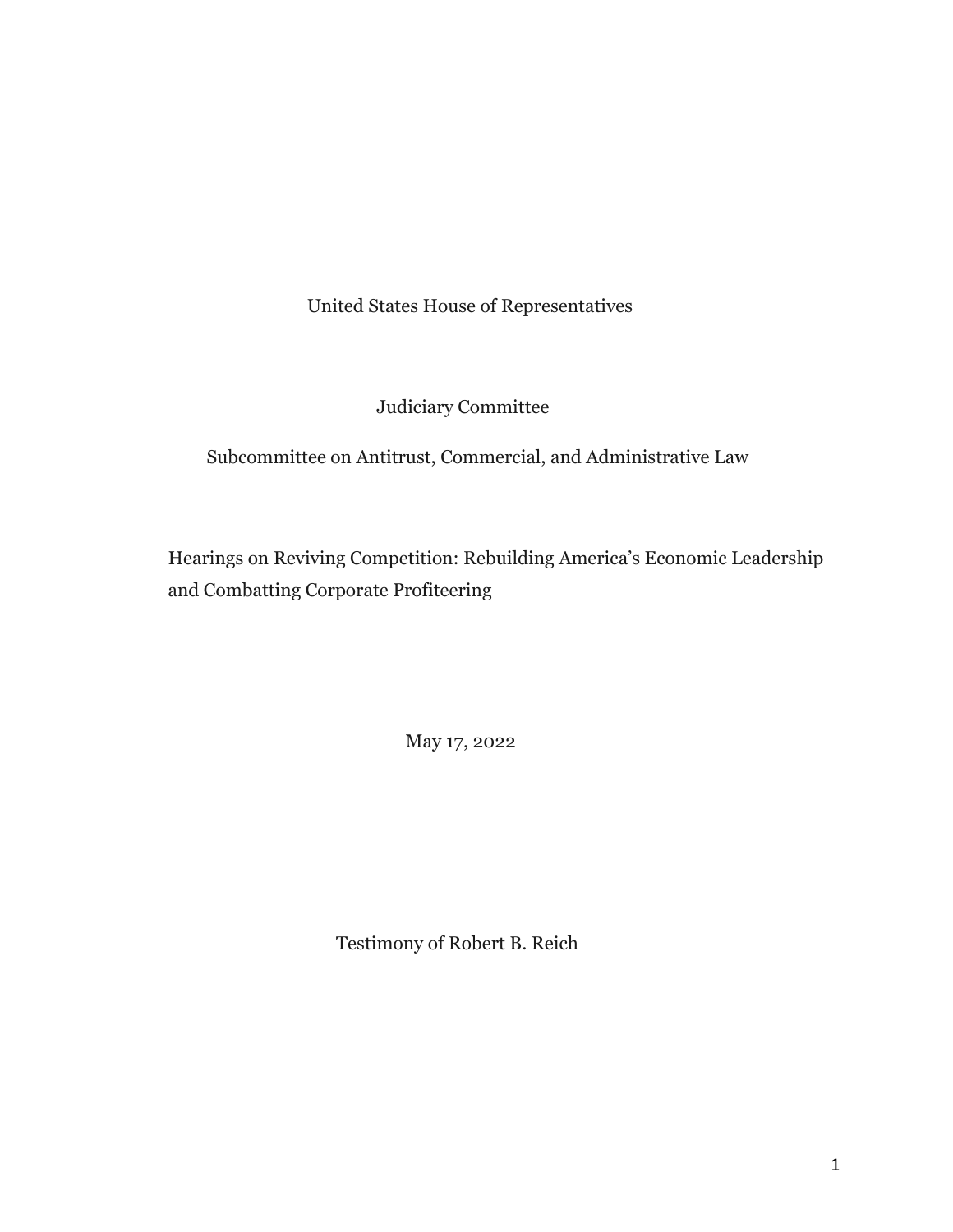United States House of Representatives

Judiciary Committee

Subcommittee on Antitrust, Commercial, and Administrative Law

Hearings on Reviving Competition: Rebuilding America's Economic Leadership and Combatting Corporate Profiteering

May 17, 2022

Testimony of Robert B. Reich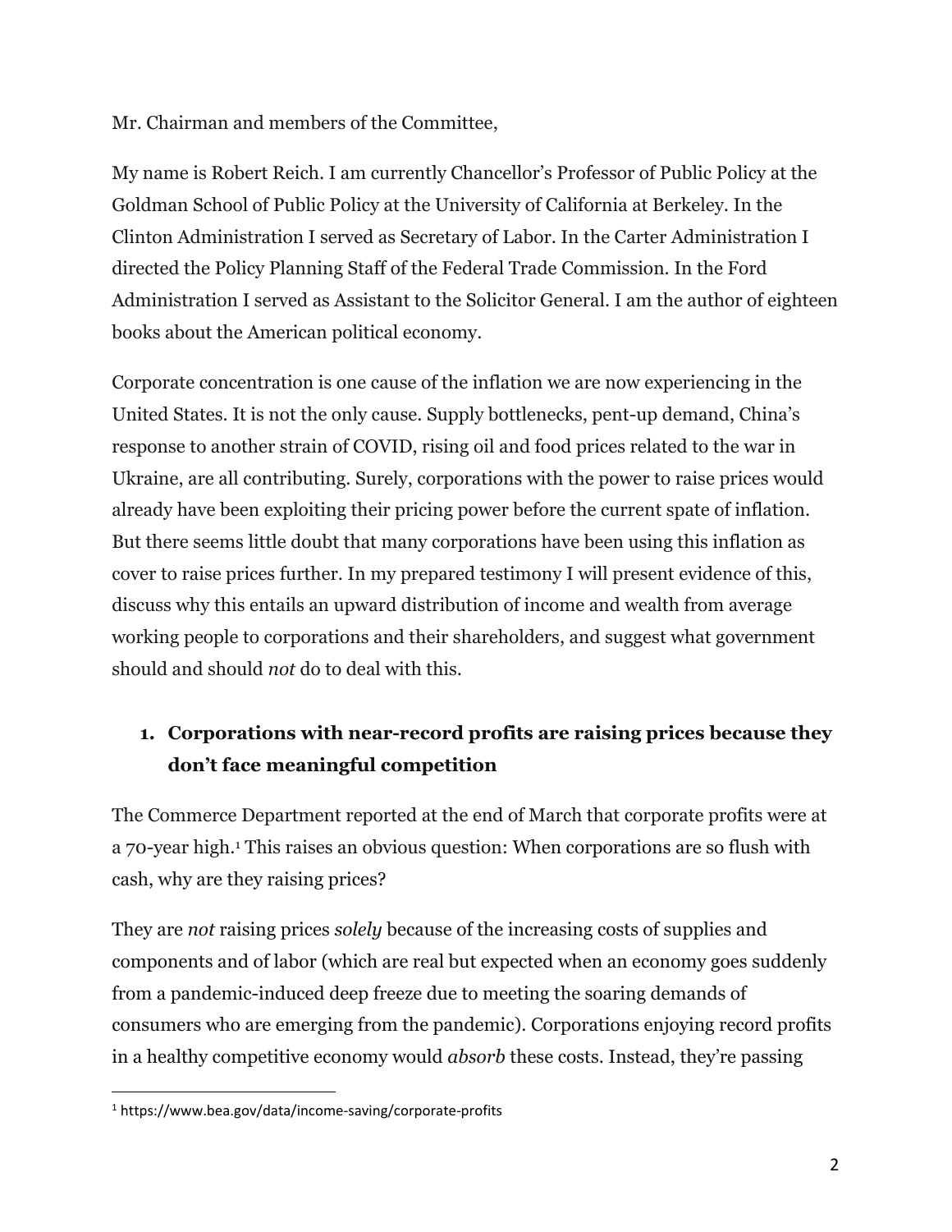Mr. Chairman and members of the Committee,

My name is Robert Reich. I am currently Chancellor's Professor of Public Policy at the Goldman School of Public Policy at the University of California at Berkeley. In the Clinton Administration I served as Secretary of Labor. In the Carter Administration I directed the Policy Planning Staff of the Federal Trade Commission. In the Ford Administration I served as Assistant to the Solicitor General. I am the author of eighteen books about the American political economy.

Corporate concentration is one cause of the inflation we are now experiencing in the United States. It is not the only cause. Supply bottlenecks, pent-up demand, China's response to another strain of COVID, rising oil and food prices related to the war in Ukraine, are all contributing. Surely, corporations with the power to raise prices would already have been exploiting their pricing power before the current spate of inflation. But there seems little doubt that many corporations have been using this inflation as cover to raise prices further. In my prepared testimony I will present evidence of this, discuss why this entails an upward distribution of income and wealth from average working people to corporations and their shareholders, and suggest what government should and should *not* do to deal with this.

## 1. Corporations with near-record profits are raising prices because they don't face meaningful competition

The Commerce Department reported at the end of March that corporate profits were at a 70-year high.[1] This raises an obvious question: When corporations are so flush with cash, why are they raising prices?

They are *not* raising prices *solely* because of the increasing costs of supplies and components and of labor (which are real but expected when an economy goes suddenly from a pandemic-induced deep freeze due to meeting the soaring demands of consumers who are emerging from the pandemic). Corporations enjoying record profits in a healthy competitive economy would *absorb* these costs. Instead, they're passing

[1] https://www.bea.gov/data/income-saving/corporate-profits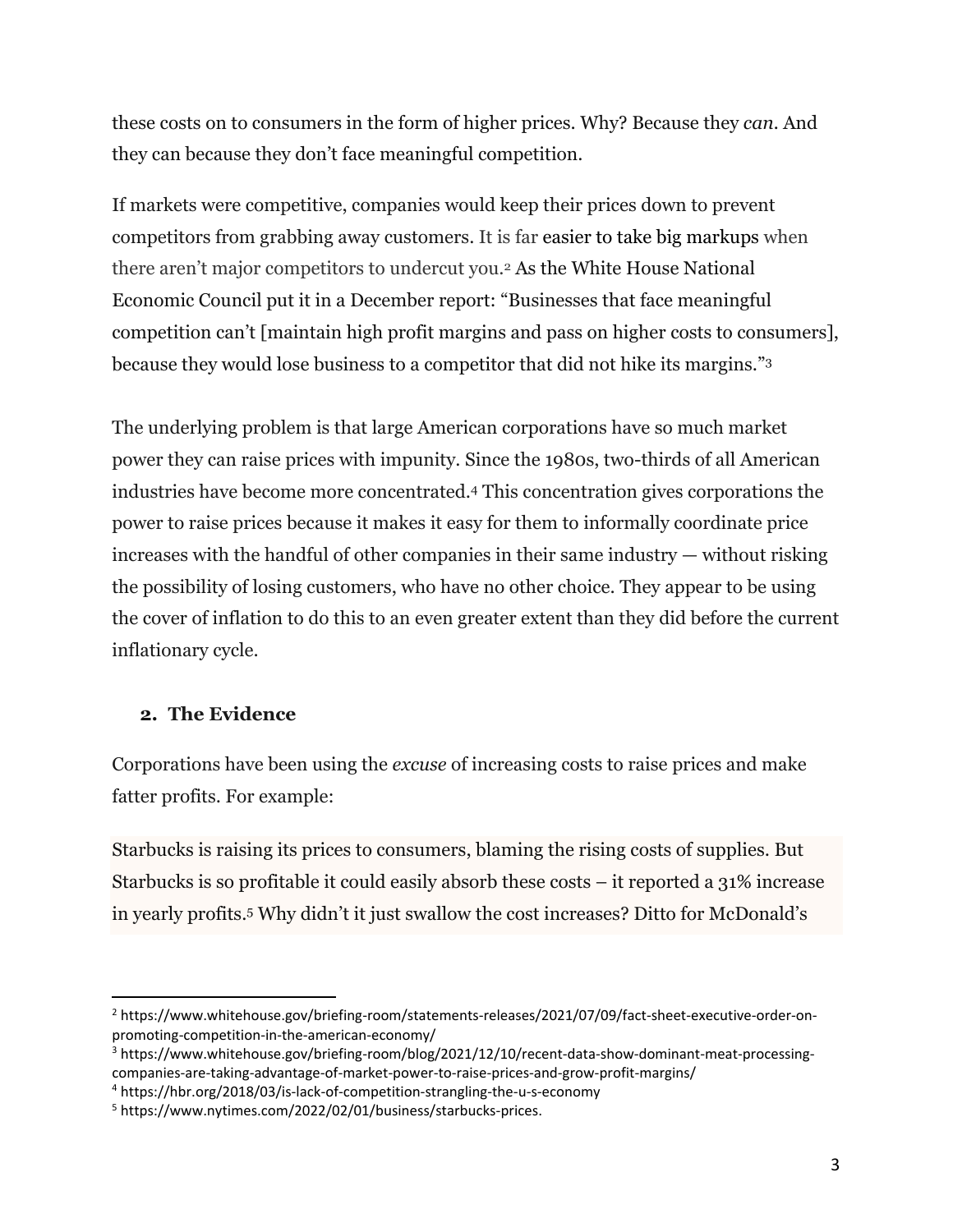these costs on to consumers in the form of higher prices. Why? Because they *can*. And they can because they don't face meaningful competition.

If markets were competitive, companies would keep their prices down to prevent competitors from grabbing away customers. It is far easier to take big markups when there aren't major competitors to undercut you.[2] As the White House National Economic Council put it in a December report: "Businesses that face meaningful competition can't [maintain high profit margins and pass on higher costs to consumers], because they would lose business to a competitor that did not hike its margins."[3]

The underlying problem is that large American corporations have so much market power they can raise prices with impunity. Since the 1980s, two-thirds of all American industries have become more concentrated.[4] This concentration gives corporations the power to raise prices because it makes it easy for them to informally coordinate price increases with the handful of other companies in their same industry — without risking the possibility of losing customers, who have no other choice. They appear to be using the cover of inflation to do this to an even greater extent than they did before the current inflationary cycle.

## 2. The Evidence

Corporations have been using the *excuse* of increasing costs to raise prices and make fatter profits. For example:

Starbucks is raising its prices to consumers, blaming the rising costs of supplies. But Starbucks is so profitable it could easily absorb these costs – it reported a 31% increase in yearly profits.[5] Why didn't it just swallow the cost increases? Ditto for McDonald's

---

[2] https://www.whitehouse.gov/briefing-room/statements-releases/2021/07/09/fact-sheet-executive-order-on-promoting-competition-in-the-american-economy/

[3] https://www.whitehouse.gov/briefing-room/blog/2021/12/10/recent-data-show-dominant-meat-processing-companies-are-taking-advantage-of-market-power-to-raise-prices-and-grow-profit-margins/

[4] https://hbr.org/2018/03/is-lack-of-competition-strangling-the-u-s-economy

[5] https://www.nytimes.com/2022/02/01/business/starbucks-prices.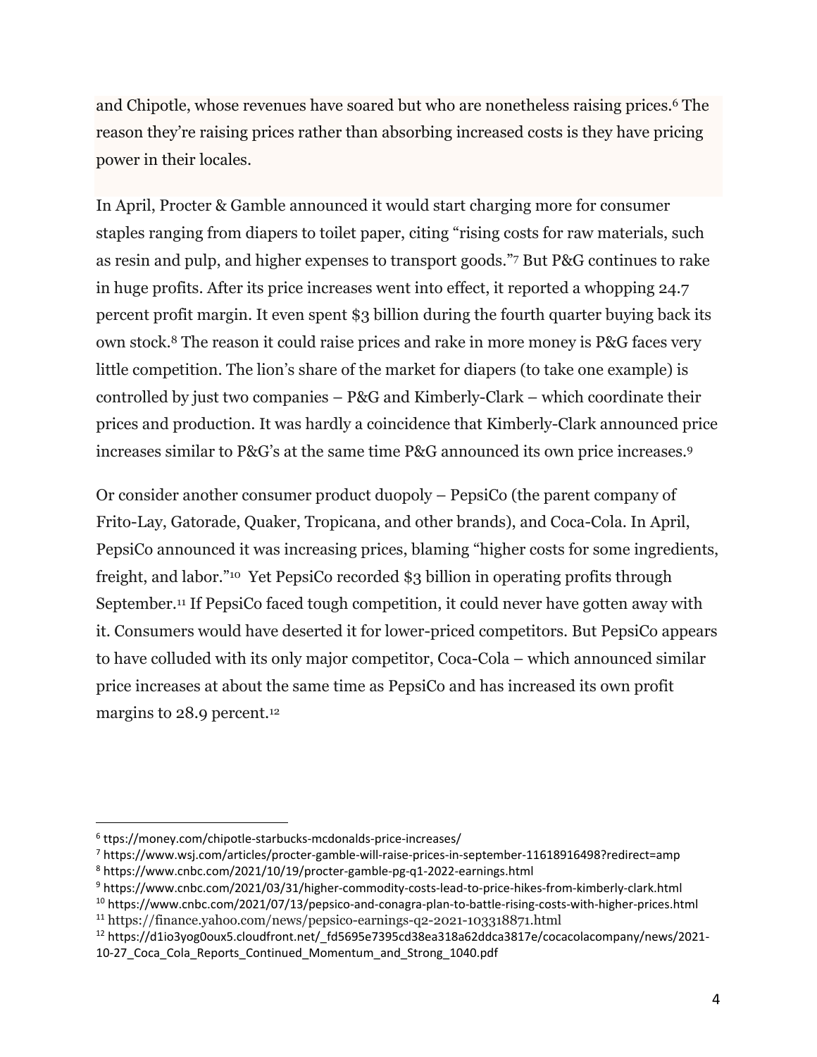and Chipotle, whose revenues have soared but who are nonetheless raising prices.[6] The reason they're raising prices rather than absorbing increased costs is they have pricing power in their locales.

In April, Procter & Gamble announced it would start charging more for consumer staples ranging from diapers to toilet paper, citing "rising costs for raw materials, such as resin and pulp, and higher expenses to transport goods."[7] But P&G continues to rake in huge profits. After its price increases went into effect, it reported a whopping 24.7 percent profit margin. It even spent $3 billion during the fourth quarter buying back its own stock.[8] The reason it could raise prices and rake in more money is P&G faces very little competition. The lion's share of the market for diapers (to take one example) is controlled by just two companies – P&G and Kimberly-Clark – which coordinate their prices and production. It was hardly a coincidence that Kimberly-Clark announced price increases similar to P&G's at the same time P&G announced its own price increases.[9]

Or consider another consumer product duopoly – PepsiCo (the parent company of Frito-Lay, Gatorade, Quaker, Tropicana, and other brands), and Coca-Cola. In April, PepsiCo announced it was increasing prices, blaming "higher costs for some ingredients, freight, and labor."[10] Yet PepsiCo recorded $3 billion in operating profits through September.[11] If PepsiCo faced tough competition, it could never have gotten away with it. Consumers would have deserted it for lower-priced competitors. But PepsiCo appears to have colluded with its only major competitor, Coca-Cola – which announced similar price increases at about the same time as PepsiCo and has increased its own profit margins to 28.9 percent.[12]

---

[6] ttps://money.com/chipotle-starbucks-mcdonalds-price-increases/

[7] https://www.wsj.com/articles/procter-gamble-will-raise-prices-in-september-11618916498?redirect=amp

[8] https://www.cnbc.com/2021/10/19/procter-gamble-pg-q1-2022-earnings.html

[9] https://www.cnbc.com/2021/03/31/higher-commodity-costs-lead-to-price-hikes-from-kimberly-clark.html

[10] https://www.cnbc.com/2021/07/13/pepsico-and-conagra-plan-to-battle-rising-costs-with-higher-prices.html

[11] https://finance.yahoo.com/news/pepsico-earnings-q2-2021-103318871.html

[12] https://d1io3yog0oux5.cloudfront.net/_fd5695e7395cd38ea318a62ddca3817e/cocacolacompany/news/2021-10-27_Coca_Cola_Reports_Continued_Momentum_and_Strong_1040.pdf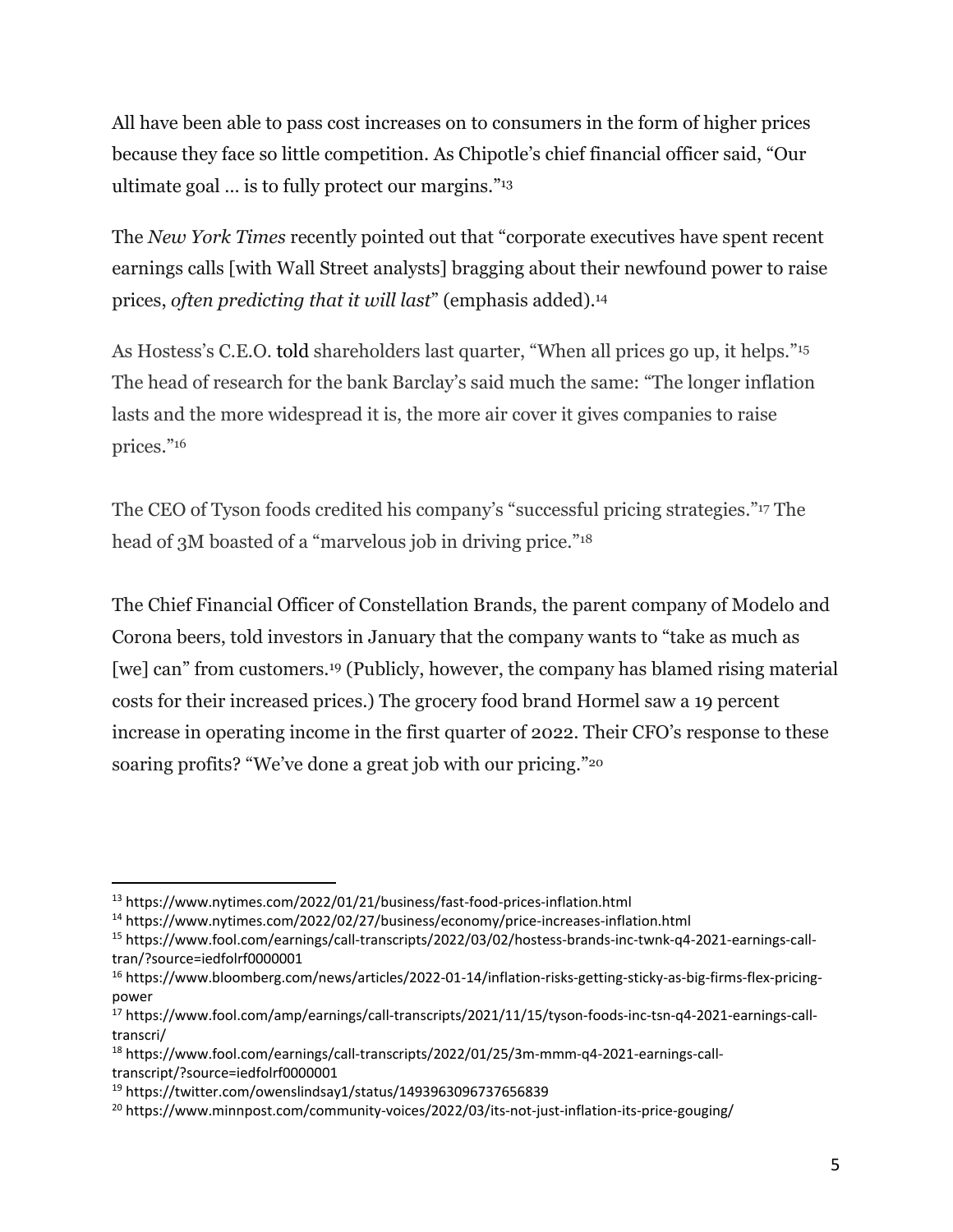All have been able to pass cost increases on to consumers in the form of higher prices because they face so little competition. As Chipotle's chief financial officer said, "Our ultimate goal ... is to fully protect our margins."[13]

The *New York Times* recently pointed out that "corporate executives have spent recent earnings calls [with Wall Street analysts] bragging about their newfound power to raise prices, *often predicting that it will last*" (emphasis added).[14]

As Hostess's C.E.O. told shareholders last quarter, "When all prices go up, it helps."[15] The head of research for the bank Barclay's said much the same: "The longer inflation lasts and the more widespread it is, the more air cover it gives companies to raise prices."[16]

The CEO of Tyson foods credited his company's "successful pricing strategies."[17] The head of 3M boasted of a "marvelous job in driving price."[18]

The Chief Financial Officer of Constellation Brands, the parent company of Modelo and Corona beers, told investors in January that the company wants to "take as much as [we] can" from customers.[19] (Publicly, however, the company has blamed rising material costs for their increased prices.) The grocery food brand Hormel saw a 19 percent increase in operating income in the first quarter of 2022. Their CFO's response to these soaring profits? "We've done a great job with our pricing."[20]

---

[13] https://www.nytimes.com/2022/01/21/business/fast-food-prices-inflation.html

[14] https://www.nytimes.com/2022/02/27/business/economy/price-increases-inflation.html

[15] https://www.fool.com/earnings/call-transcripts/2022/03/02/hostess-brands-inc-twnk-q4-2021-earnings-call-tran/?source=iedfolrf0000001

[16] https://www.bloomberg.com/news/articles/2022-01-14/inflation-risks-getting-sticky-as-big-firms-flex-pricing-power

[17] https://www.fool.com/amp/earnings/call-transcripts/2021/11/15/tyson-foods-inc-tsn-q4-2021-earnings-call-transcri/

[18] https://www.fool.com/earnings/call-transcripts/2022/01/25/3m-mmm-q4-2021-earnings-call-transcript/?source=iedfolrf0000001

[19] https://twitter.com/owenslindsay1/status/1493963096737656839

[20] https://www.minnpost.com/community-voices/2022/03/its-not-just-inflation-its-price-gouging/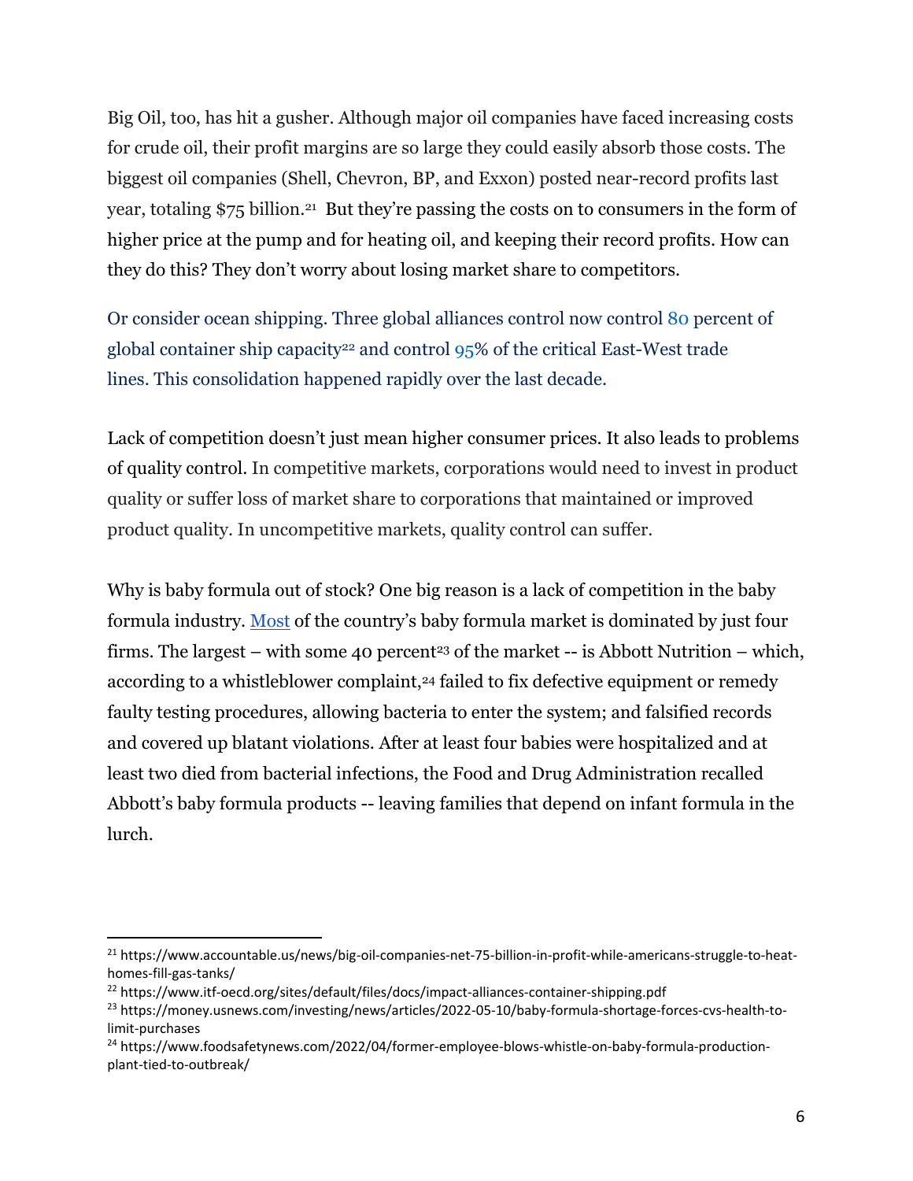Big Oil, too, has hit a gusher. Although major oil companies have faced increasing costs for crude oil, their profit margins are so large they could easily absorb those costs. The biggest oil companies (Shell, Chevron, BP, and Exxon) posted near-record profits last year, totaling $75 billion.[21] But they're passing the costs on to consumers in the form of higher price at the pump and for heating oil, and keeping their record profits. How can they do this? They don't worry about losing market share to competitors.

Or consider ocean shipping. Three global alliances control now control 80 percent of global container ship capacity[22] and control 95% of the critical East-West trade lines. This consolidation happened rapidly over the last decade.

Lack of competition doesn't just mean higher consumer prices. It also leads to problems of quality control. In competitive markets, corporations would need to invest in product quality or suffer loss of market share to corporations that maintained or improved product quality. In uncompetitive markets, quality control can suffer.

Why is baby formula out of stock? One big reason is a lack of competition in the baby formula industry. Most of the country's baby formula market is dominated by just four firms. The largest – with some 40 percent[23] of the market -- is Abbott Nutrition – which, according to a whistleblower complaint,[24] failed to fix defective equipment or remedy faulty testing procedures, allowing bacteria to enter the system; and falsified records and covered up blatant violations. After at least four babies were hospitalized and at least two died from bacterial infections, the Food and Drug Administration recalled Abbott's baby formula products -- leaving families that depend on infant formula in the lurch.

---

[21] https://www.accountable.us/news/big-oil-companies-net-75-billion-in-profit-while-americans-struggle-to-heat-homes-fill-gas-tanks/

[22] https://www.itf-oecd.org/sites/default/files/docs/impact-alliances-container-shipping.pdf

[23] https://money.usnews.com/investing/news/articles/2022-05-10/baby-formula-shortage-forces-cvs-health-to-limit-purchases

[24] https://www.foodsafetynews.com/2022/04/former-employee-blows-whistle-on-baby-formula-production-plant-tied-to-outbreak/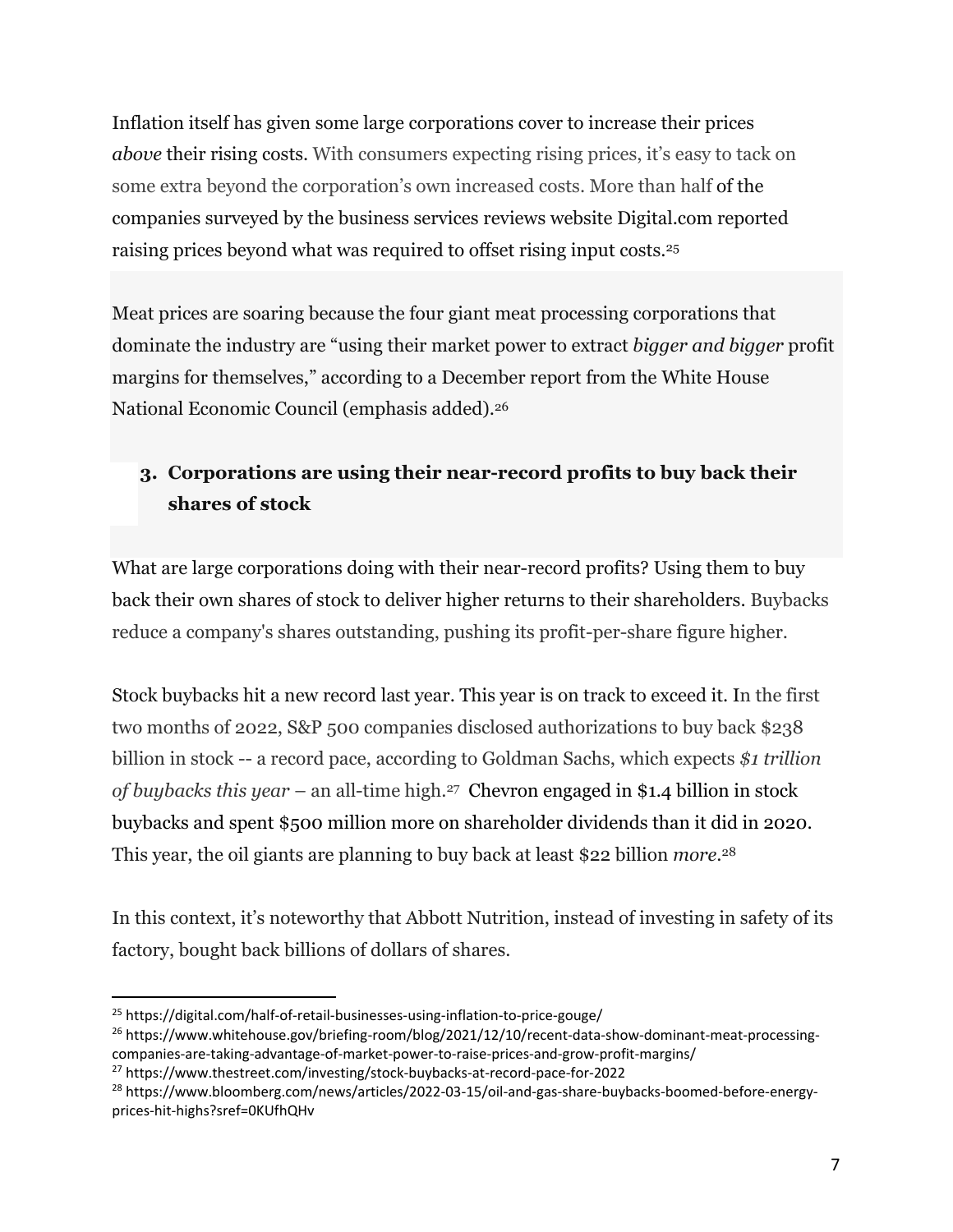Inflation itself has given some large corporations cover to increase their prices *above* their rising costs. With consumers expecting rising prices, it's easy to tack on some extra beyond the corporation's own increased costs. More than half of the companies surveyed by the business services reviews website Digital.com reported raising prices beyond what was required to offset rising input costs.[25]

Meat prices are soaring because the four giant meat processing corporations that dominate the industry are "using their market power to extract *bigger and bigger* profit margins for themselves," according to a December report from the White House National Economic Council (emphasis added).[26]

### 3. Corporations are using their near-record profits to buy back their shares of stock

What are large corporations doing with their near-record profits? Using them to buy back their own shares of stock to deliver higher returns to their shareholders. Buybacks reduce a company's shares outstanding, pushing its profit-per-share figure higher.

Stock buybacks hit a new record last year. This year is on track to exceed it. In the first two months of 2022, S&P 500 companies disclosed authorizations to buy back $238 billion in stock -- a record pace, according to Goldman Sachs, which expects *$1 trillion of buybacks this year* – an all-time high.[27] Chevron engaged in $1.4 billion in stock buybacks and spent $500 million more on shareholder dividends than it did in 2020. This year, the oil giants are planning to buy back at least $22 billion *more*.[28]

In this context, it's noteworthy that Abbott Nutrition, instead of investing in safety of its factory, bought back billions of dollars of shares.

---

[25] https://digital.com/half-of-retail-businesses-using-inflation-to-price-gouge/

[26] https://www.whitehouse.gov/briefing-room/blog/2021/12/10/recent-data-show-dominant-meat-processing-companies-are-taking-advantage-of-market-power-to-raise-prices-and-grow-profit-margins/

[27] https://www.thestreet.com/investing/stock-buybacks-at-record-pace-for-2022

[28] https://www.bloomberg.com/news/articles/2022-03-15/oil-and-gas-share-buybacks-boomed-before-energy-prices-hit-highs?sref=0KUfhQHv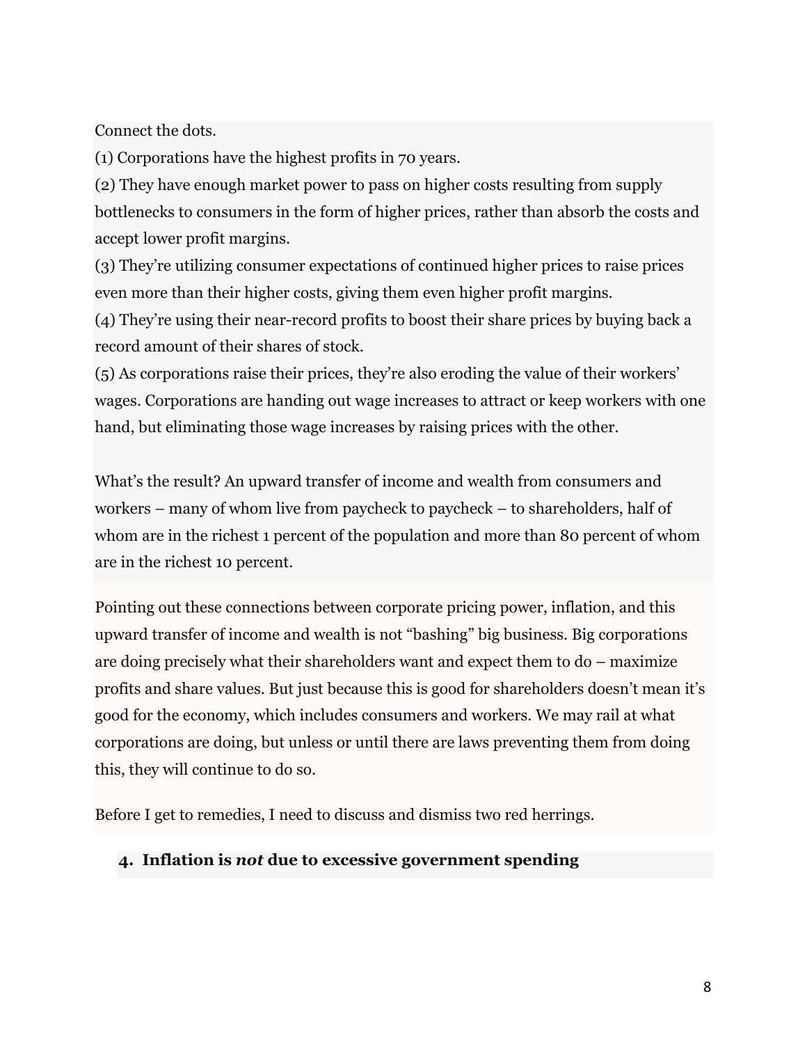Connect the dots.

(1) Corporations have the highest profits in 70 years.

(2) They have enough market power to pass on higher costs resulting from supply bottlenecks to consumers in the form of higher prices, rather than absorb the costs and accept lower profit margins.

(3) They're utilizing consumer expectations of continued higher prices to raise prices even more than their higher costs, giving them even higher profit margins.

(4) They're using their near-record profits to boost their share prices by buying back a record amount of their shares of stock.

(5) As corporations raise their prices, they're also eroding the value of their workers' wages. Corporations are handing out wage increases to attract or keep workers with one hand, but eliminating those wage increases by raising prices with the other.

What's the result? An upward transfer of income and wealth from consumers and workers – many of whom live from paycheck to paycheck – to shareholders, half of whom are in the richest 1 percent of the population and more than 80 percent of whom are in the richest 10 percent.

Pointing out these connections between corporate pricing power, inflation, and this upward transfer of income and wealth is not "bashing" big business. Big corporations are doing precisely what their shareholders want and expect them to do – maximize profits and share values. But just because this is good for shareholders doesn't mean it's good for the economy, which includes consumers and workers. We may rail at what corporations are doing, but unless or until there are laws preventing them from doing this, they will continue to do so.

Before I get to remedies, I need to discuss and dismiss two red herrings.

## 4. Inflation is *not* due to excessive government spending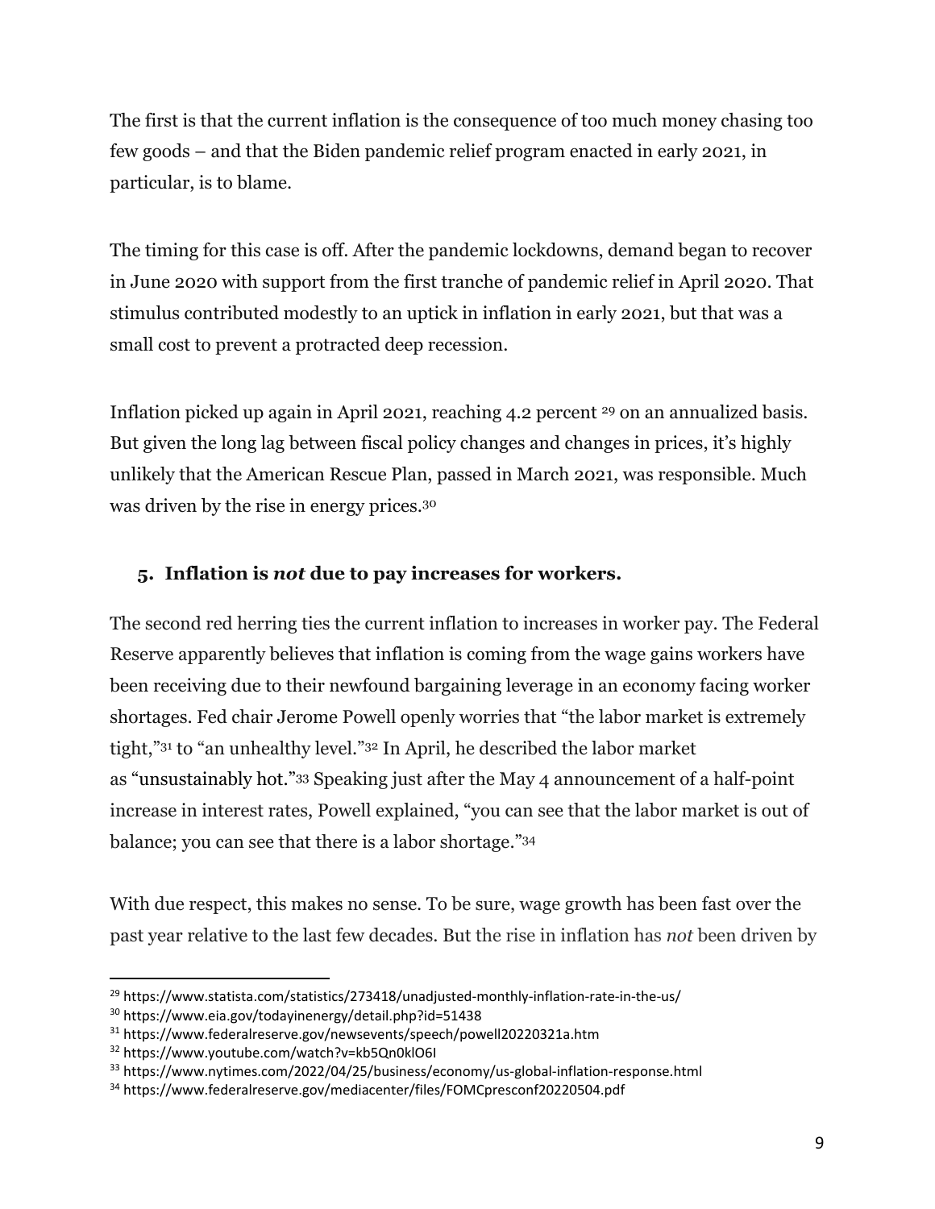The first is that the current inflation is the consequence of too much money chasing too few goods – and that the Biden pandemic relief program enacted in early 2021, in particular, is to blame.

The timing for this case is off. After the pandemic lockdowns, demand began to recover in June 2020 with support from the first tranche of pandemic relief in April 2020. That stimulus contributed modestly to an uptick in inflation in early 2021, but that was a small cost to prevent a protracted deep recession.

Inflation picked up again in April 2021, reaching 4.2 percent [29] on an annualized basis. But given the long lag between fiscal policy changes and changes in prices, it's highly unlikely that the American Rescue Plan, passed in March 2021, was responsible. Much was driven by the rise in energy prices.[30]

### 5. Inflation is *not* due to pay increases for workers.

The second red herring ties the current inflation to increases in worker pay. The Federal Reserve apparently believes that inflation is coming from the wage gains workers have been receiving due to their newfound bargaining leverage in an economy facing worker shortages. Fed chair Jerome Powell openly worries that "the labor market is extremely tight,"[31] to "an unhealthy level."[32] In April, he described the labor market as "unsustainably hot."[33] Speaking just after the May 4 announcement of a half-point increase in interest rates, Powell explained, "you can see that the labor market is out of balance; you can see that there is a labor shortage."[34]

With due respect, this makes no sense. To be sure, wage growth has been fast over the past year relative to the last few decades. But the rise in inflation has *not* been driven by

[29] https://www.statista.com/statistics/273418/unadjusted-monthly-inflation-rate-in-the-us/

[30] https://www.eia.gov/todayinenergy/detail.php?id=51438

[31] https://www.federalreserve.gov/newsevents/speech/powell20220321a.htm

[32] https://www.youtube.com/watch?v=kb5Qn0klO6I

[33] https://www.nytimes.com/2022/04/25/business/economy/us-global-inflation-response.html

[34] https://www.federalreserve.gov/mediacenter/files/FOMCpresconf20220504.pdf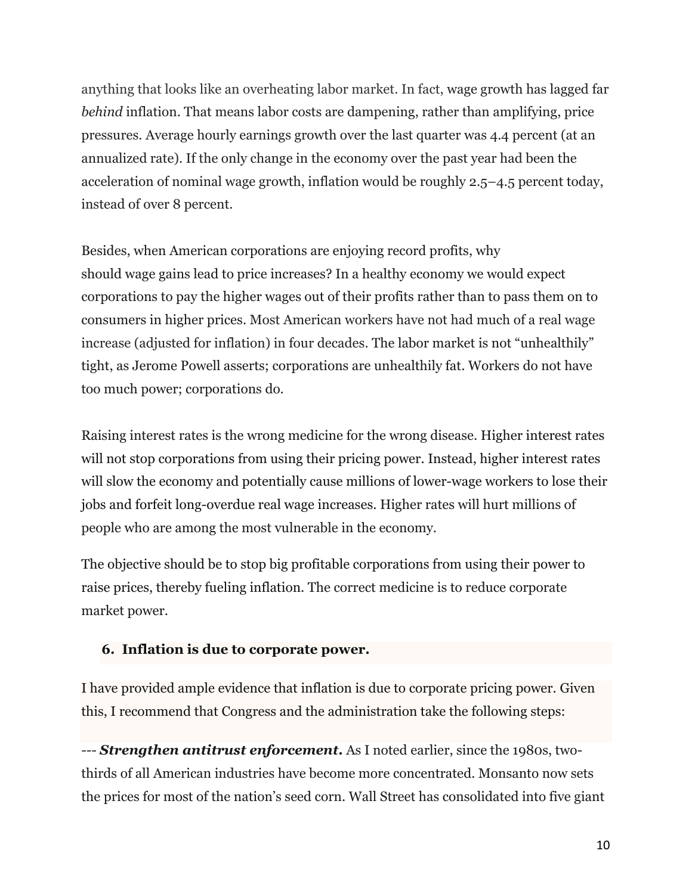anything that looks like an overheating labor market. In fact, wage growth has lagged far *behind* inflation. That means labor costs are dampening, rather than amplifying, price pressures. Average hourly earnings growth over the last quarter was 4.4 percent (at an annualized rate). If the only change in the economy over the past year had been the acceleration of nominal wage growth, inflation would be roughly 2.5–4.5 percent today, instead of over 8 percent.

Besides, when American corporations are enjoying record profits, why should wage gains lead to price increases? In a healthy economy we would expect corporations to pay the higher wages out of their profits rather than to pass them on to consumers in higher prices. Most American workers have not had much of a real wage increase (adjusted for inflation) in four decades. The labor market is not "unhealthily" tight, as Jerome Powell asserts; corporations are unhealthily fat. Workers do not have too much power; corporations do.

Raising interest rates is the wrong medicine for the wrong disease. Higher interest rates will not stop corporations from using their pricing power. Instead, higher interest rates will slow the economy and potentially cause millions of lower-wage workers to lose their jobs and forfeit long-overdue real wage increases. Higher rates will hurt millions of people who are among the most vulnerable in the economy.

The objective should be to stop big profitable corporations from using their power to raise prices, thereby fueling inflation. The correct medicine is to reduce corporate market power.

### 6. Inflation is due to corporate power.

I have provided ample evidence that inflation is due to corporate pricing power. Given this, I recommend that Congress and the administration take the following steps:

--- ***Strengthen antitrust enforcement.*** As I noted earlier, since the 1980s, two-thirds of all American industries have become more concentrated. Monsanto now sets the prices for most of the nation's seed corn. Wall Street has consolidated into five giant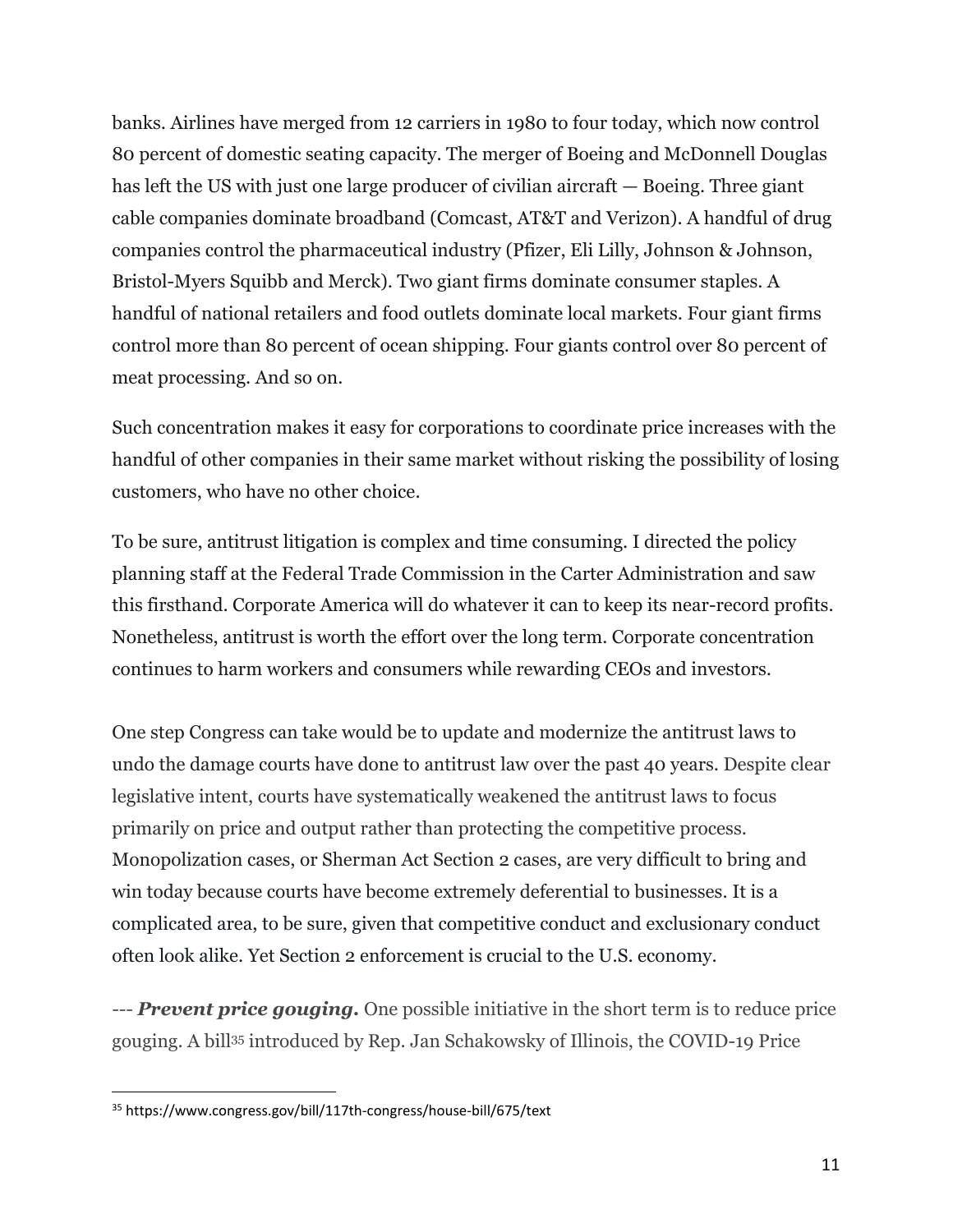banks. Airlines have merged from 12 carriers in 1980 to four today, which now control 80 percent of domestic seating capacity. The merger of Boeing and McDonnell Douglas has left the US with just one large producer of civilian aircraft — Boeing. Three giant cable companies dominate broadband (Comcast, AT&T and Verizon). A handful of drug companies control the pharmaceutical industry (Pfizer, Eli Lilly, Johnson & Johnson, Bristol-Myers Squibb and Merck). Two giant firms dominate consumer staples. A handful of national retailers and food outlets dominate local markets. Four giant firms control more than 80 percent of ocean shipping. Four giants control over 80 percent of meat processing. And so on.

Such concentration makes it easy for corporations to coordinate price increases with the handful of other companies in their same market without risking the possibility of losing customers, who have no other choice.

To be sure, antitrust litigation is complex and time consuming. I directed the policy planning staff at the Federal Trade Commission in the Carter Administration and saw this firsthand. Corporate America will do whatever it can to keep its near-record profits. Nonetheless, antitrust is worth the effort over the long term. Corporate concentration continues to harm workers and consumers while rewarding CEOs and investors.

One step Congress can take would be to update and modernize the antitrust laws to undo the damage courts have done to antitrust law over the past 40 years. Despite clear legislative intent, courts have systematically weakened the antitrust laws to focus primarily on price and output rather than protecting the competitive process. Monopolization cases, or Sherman Act Section 2 cases, are very difficult to bring and win today because courts have become extremely deferential to businesses. It is a complicated area, to be sure, given that competitive conduct and exclusionary conduct often look alike. Yet Section 2 enforcement is crucial to the U.S. economy.

--- ***Prevent price gouging.*** One possible initiative in the short term is to reduce price gouging. A bill[35] introduced by Rep. Jan Schakowsky of Illinois, the COVID-19 Price

[35] https://www.congress.gov/bill/117th-congress/house-bill/675/text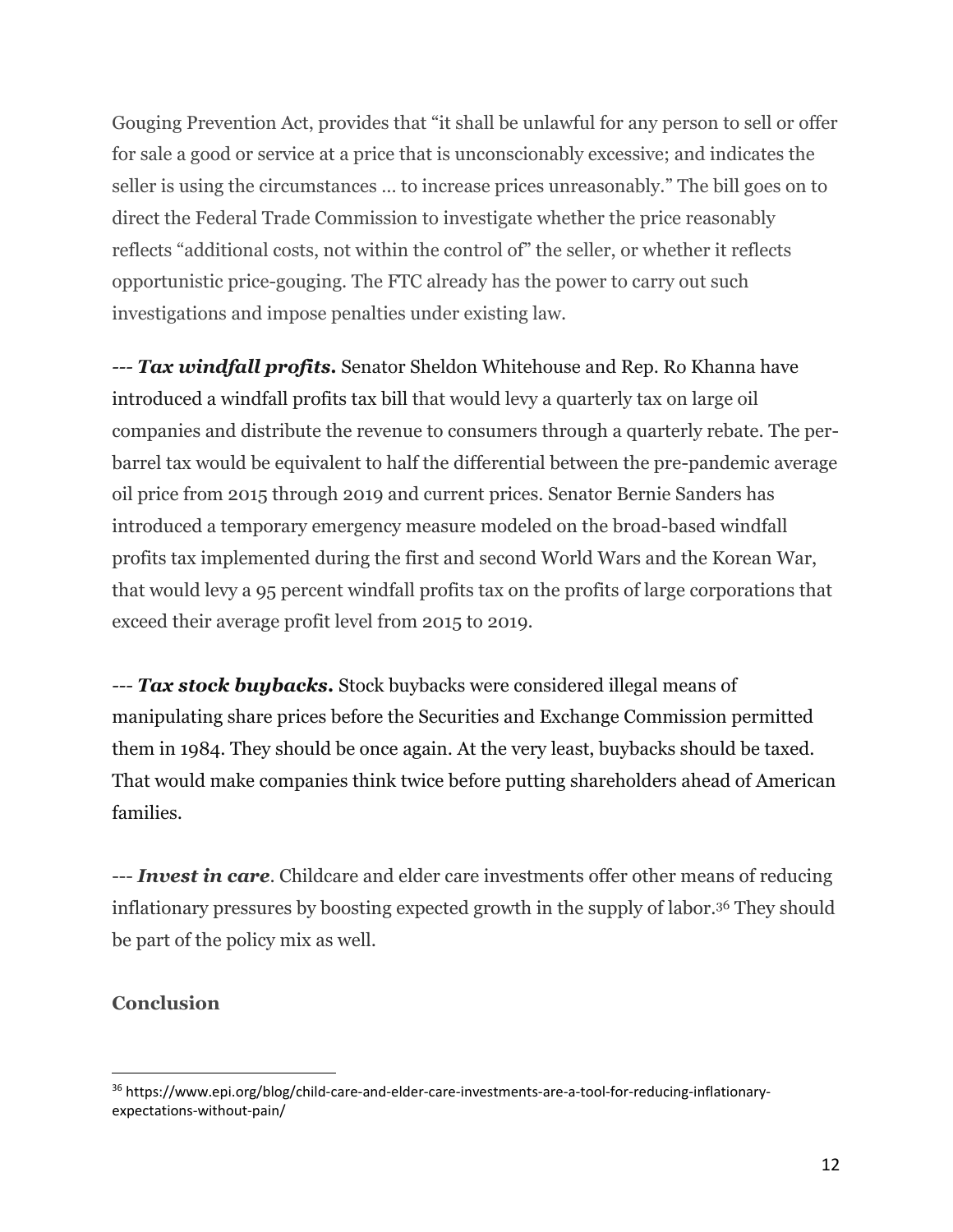Gouging Prevention Act, provides that "it shall be unlawful for any person to sell or offer for sale a good or service at a price that is unconscionably excessive; and indicates the seller is using the circumstances … to increase prices unreasonably." The bill goes on to direct the Federal Trade Commission to investigate whether the price reasonably reflects "additional costs, not within the control of" the seller, or whether it reflects opportunistic price-gouging. The FTC already has the power to carry out such investigations and impose penalties under existing law.

--- ***Tax windfall profits.*** Senator Sheldon Whitehouse and Rep. Ro Khanna have introduced a windfall profits tax bill that would levy a quarterly tax on large oil companies and distribute the revenue to consumers through a quarterly rebate. The per-barrel tax would be equivalent to half the differential between the pre-pandemic average oil price from 2015 through 2019 and current prices. Senator Bernie Sanders has introduced a temporary emergency measure modeled on the broad-based windfall profits tax implemented during the first and second World Wars and the Korean War, that would levy a 95 percent windfall profits tax on the profits of large corporations that exceed their average profit level from 2015 to 2019.

--- ***Tax stock buybacks.*** Stock buybacks were considered illegal means of manipulating share prices before the Securities and Exchange Commission permitted them in 1984. They should be once again. At the very least, buybacks should be taxed. That would make companies think twice before putting shareholders ahead of American families.

--- ***Invest in care***. Childcare and elder care investments offer other means of reducing inflationary pressures by boosting expected growth in the supply of labor.[36] They should be part of the policy mix as well.

**Conclusion**

[36] https://www.epi.org/blog/child-care-and-elder-care-investments-are-a-tool-for-reducing-inflationary-expectations-without-pain/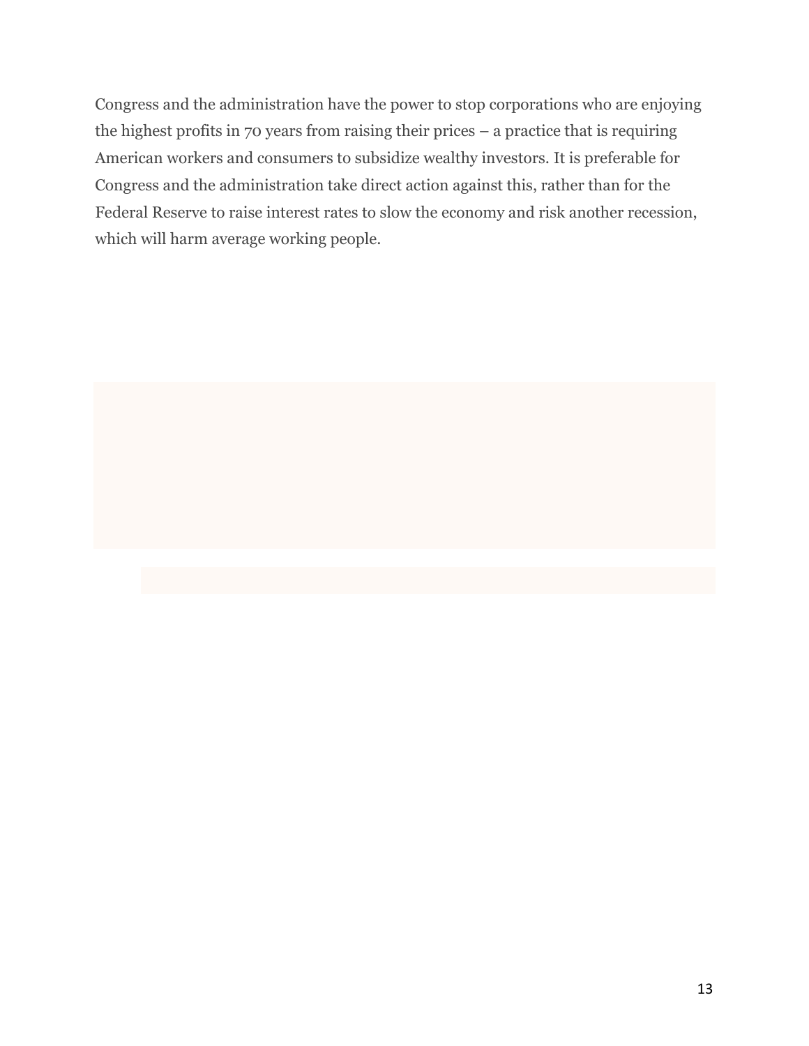Congress and the administration have the power to stop corporations who are enjoying the highest profits in 70 years from raising their prices – a practice that is requiring American workers and consumers to subsidize wealthy investors. It is preferable for Congress and the administration take direct action against this, rather than for the Federal Reserve to raise interest rates to slow the economy and risk another recession, which will harm average working people.